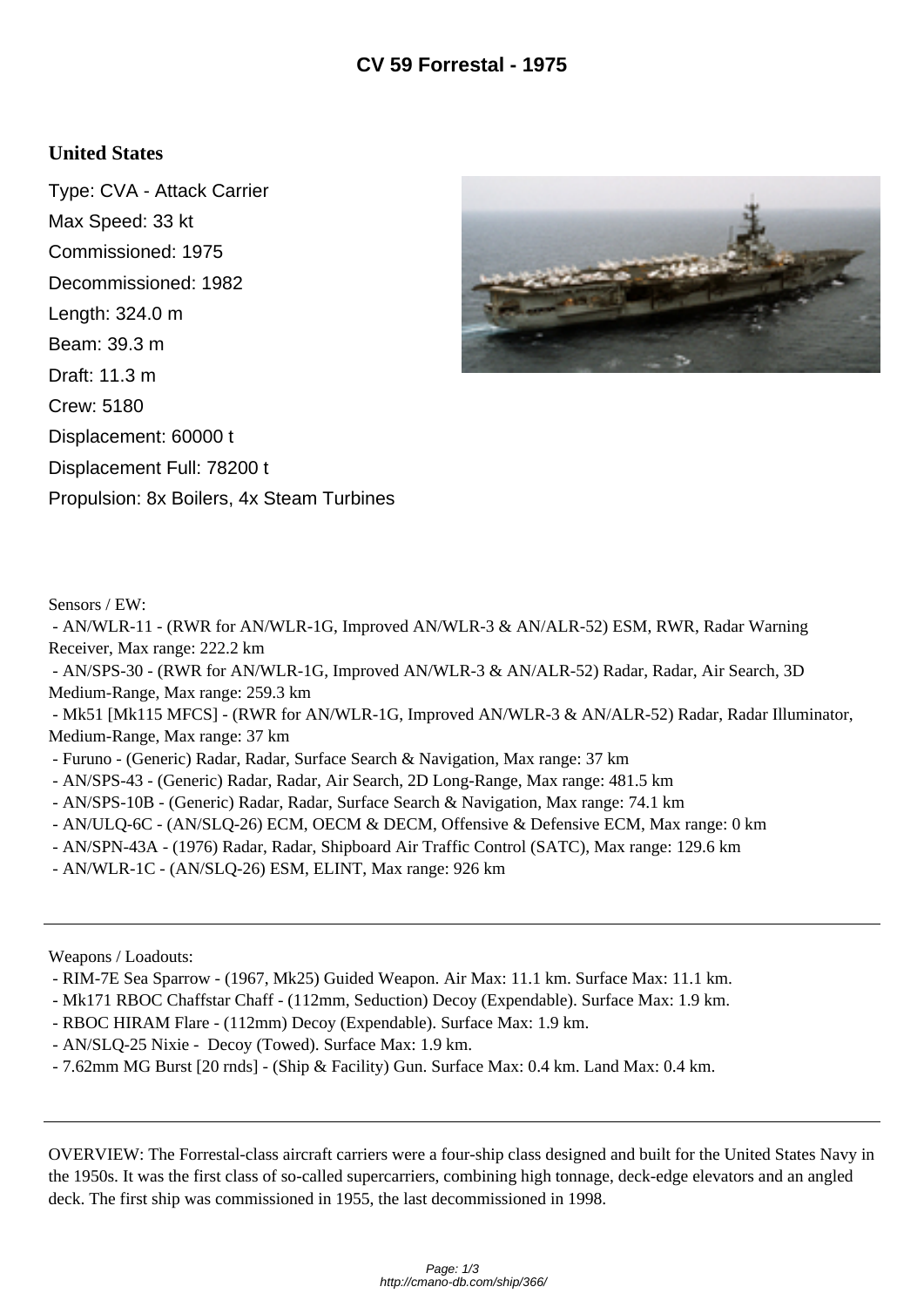# CV 59 Forrestal - 1975

## United States

Type: CVA - Attack Carrier
Max Speed: 33 kt
Commissioned: 1975
Decommissioned: 1982
Length: 324.0 m
Beam: 39.3 m
Draft: 11.3 m
Crew: 5180
Displacement: 60000 t
Displacement Full: 78200 t
Propulsion: 8x Boilers, 4x Steam Turbines

Sensors / EW:
- AN/WLR-11 - (RWR for AN/WLR-1G, Improved AN/WLR-3 & AN/ALR-52) ESM, RWR, Radar Warning Receiver, Max range: 222.2 km
- AN/SPS-30 - (RWR for AN/WLR-1G, Improved AN/WLR-3 & AN/ALR-52) Radar, Radar, Air Search, 3D Medium-Range, Max range: 259.3 km
- Mk51 [Mk115 MFCS] - (RWR for AN/WLR-1G, Improved AN/WLR-3 & AN/ALR-52) Radar, Radar Illuminator, Medium-Range, Max range: 37 km
- Furuno - (Generic) Radar, Radar, Surface Search & Navigation, Max range: 37 km
- AN/SPS-43 - (Generic) Radar, Radar, Air Search, 2D Long-Range, Max range: 481.5 km
- AN/SPS-10B - (Generic) Radar, Radar, Surface Search & Navigation, Max range: 74.1 km
- AN/ULQ-6C - (AN/SLQ-26) ECM, OECM & DECM, Offensive & Defensive ECM, Max range: 0 km
- AN/SPN-43A - (1976) Radar, Radar, Shipboard Air Traffic Control (SATC), Max range: 129.6 km
- AN/WLR-1C - (AN/SLQ-26) ESM, ELINT, Max range: 926 km

---

Weapons / Loadouts:
- RIM-7E Sea Sparrow - (1967, Mk25) Guided Weapon. Air Max: 11.1 km. Surface Max: 11.1 km.
- Mk171 RBOC Chaffstar Chaff - (112mm, Seduction) Decoy (Expendable). Surface Max: 1.9 km.
- RBOC HIRAM Flare - (112mm) Decoy (Expendable). Surface Max: 1.9 km.
- AN/SLQ-25 Nixie - Decoy (Towed). Surface Max: 1.9 km.
- 7.62mm MG Burst [20 rnds] - (Ship & Facility) Gun. Surface Max: 0.4 km. Land Max: 0.4 km.

---

OVERVIEW: The Forrestal-class aircraft carriers were a four-ship class designed and built for the United States Navy in the 1950s. It was the first class of so-called supercarriers, combining high tonnage, deck-edge elevators and an angled deck. The first ship was commissioned in 1955, the last decommissioned in 1998.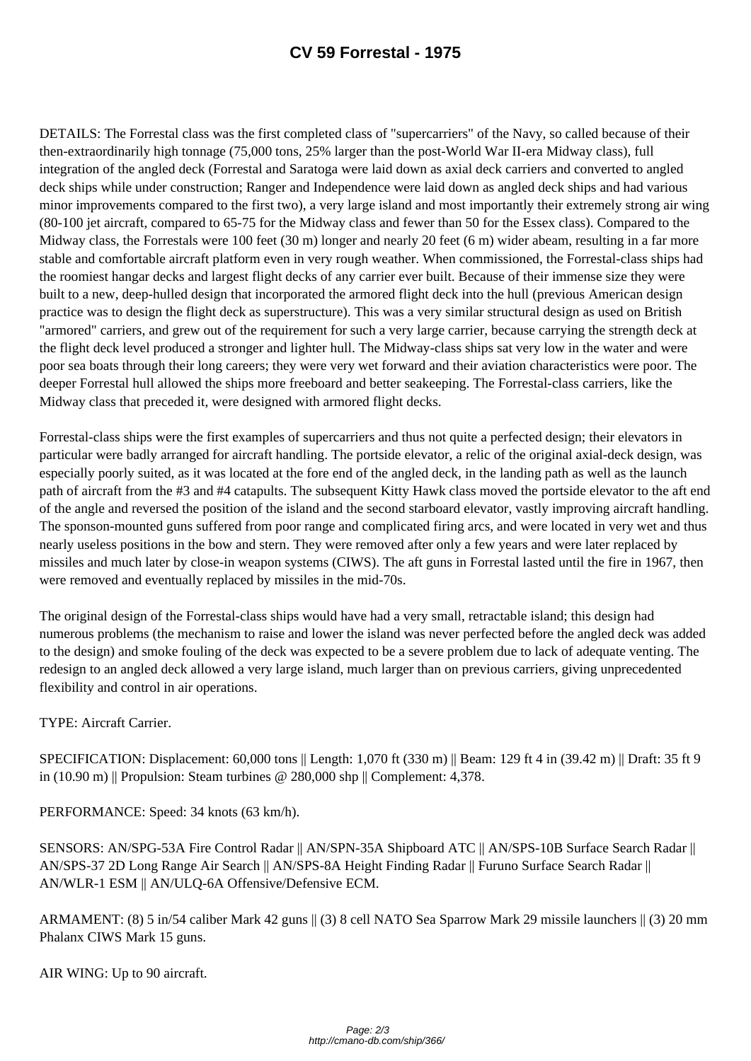# CV 59 Forrestal - 1975

DETAILS: The Forrestal class was the first completed class of "supercarriers" of the Navy, so called because of their then-extraordinarily high tonnage (75,000 tons, 25% larger than the post-World War II-era Midway class), full integration of the angled deck (Forrestal and Saratoga were laid down as axial deck carriers and converted to angled deck ships while under construction; Ranger and Independence were laid down as angled deck ships and had various minor improvements compared to the first two), a very large island and most importantly their extremely strong air wing (80-100 jet aircraft, compared to 65-75 for the Midway class and fewer than 50 for the Essex class). Compared to the Midway class, the Forrestals were 100 feet (30 m) longer and nearly 20 feet (6 m) wider abeam, resulting in a far more stable and comfortable aircraft platform even in very rough weather. When commissioned, the Forrestal-class ships had the roomiest hangar decks and largest flight decks of any carrier ever built. Because of their immense size they were built to a new, deep-hulled design that incorporated the armored flight deck into the hull (previous American design practice was to design the flight deck as superstructure). This was a very similar structural design as used on British "armored" carriers, and grew out of the requirement for such a very large carrier, because carrying the strength deck at the flight deck level produced a stronger and lighter hull. The Midway-class ships sat very low in the water and were poor sea boats through their long careers; they were very wet forward and their aviation characteristics were poor. The deeper Forrestal hull allowed the ships more freeboard and better seakeeping. The Forrestal-class carriers, like the Midway class that preceded it, were designed with armored flight decks.

Forrestal-class ships were the first examples of supercarriers and thus not quite a perfected design; their elevators in particular were badly arranged for aircraft handling. The portside elevator, a relic of the original axial-deck design, was especially poorly suited, as it was located at the fore end of the angled deck, in the landing path as well as the launch path of aircraft from the #3 and #4 catapults. The subsequent Kitty Hawk class moved the portside elevator to the aft end of the angle and reversed the position of the island and the second starboard elevator, vastly improving aircraft handling. The sponson-mounted guns suffered from poor range and complicated firing arcs, and were located in very wet and thus nearly useless positions in the bow and stern. They were removed after only a few years and were later replaced by missiles and much later by close-in weapon systems (CIWS). The aft guns in Forrestal lasted until the fire in 1967, then were removed and eventually replaced by missiles in the mid-70s.

The original design of the Forrestal-class ships would have had a very small, retractable island; this design had numerous problems (the mechanism to raise and lower the island was never perfected before the angled deck was added to the design) and smoke fouling of the deck was expected to be a severe problem due to lack of adequate venting. The redesign to an angled deck allowed a very large island, much larger than on previous carriers, giving unprecedented flexibility and control in air operations.

TYPE: Aircraft Carrier.

SPECIFICATION: Displacement: 60,000 tons || Length: 1,070 ft (330 m) || Beam: 129 ft 4 in (39.42 m) || Draft: 35 ft 9 in (10.90 m) || Propulsion: Steam turbines @ 280,000 shp || Complement: 4,378.

PERFORMANCE: Speed: 34 knots (63 km/h).

SENSORS: AN/SPG-53A Fire Control Radar || AN/SPN-35A Shipboard ATC || AN/SPS-10B Surface Search Radar || AN/SPS-37 2D Long Range Air Search || AN/SPS-8A Height Finding Radar || Furuno Surface Search Radar || AN/WLR-1 ESM || AN/ULQ-6A Offensive/Defensive ECM.

ARMAMENT: (8) 5 in/54 caliber Mark 42 guns || (3) 8 cell NATO Sea Sparrow Mark 29 missile launchers || (3) 20 mm Phalanx CIWS Mark 15 guns.

AIR WING: Up to 90 aircraft.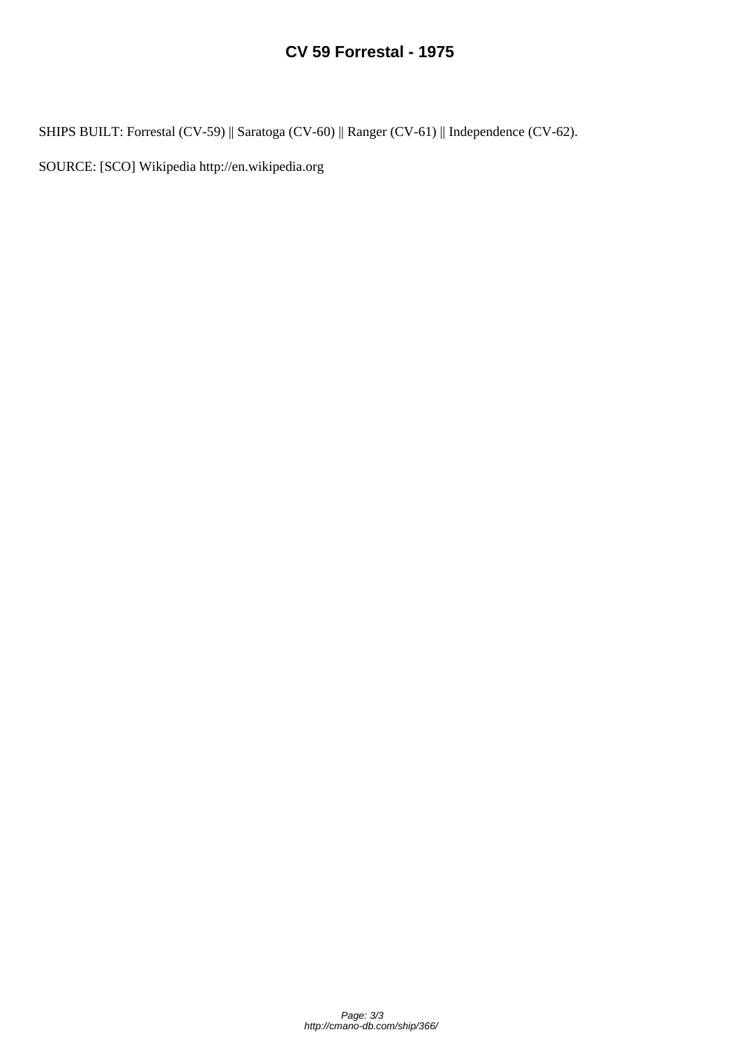SHIPS BUILT: Forrestal (CV-59) || Saratoga (CV-60) || Ranger (CV-61) || Independence (CV-62).

SOURCE: [SCO] Wikipedia http://en.wikipedia.org